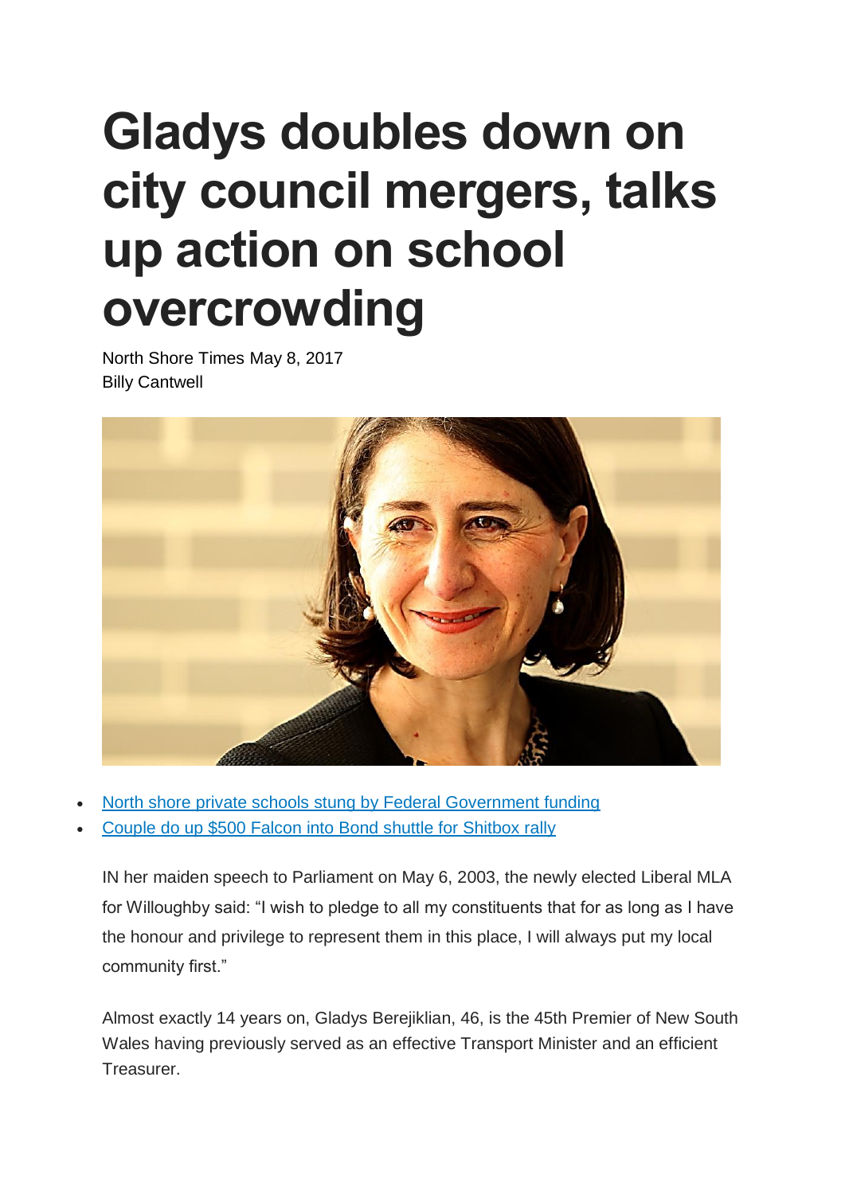# Gladys doubles down on city council mergers, talks up action on school overcrowding

North Shore Times May 8, 2017
Billy Cantwell

- North shore private schools stung by Federal Government funding
- Couple do up $500 Falcon into Bond shuttle for Shitbox rally

IN her maiden speech to Parliament on May 6, 2003, the newly elected Liberal MLA for Willoughby said: "I wish to pledge to all my constituents that for as long as I have the honour and privilege to represent them in this place, I will always put my local community first."

Almost exactly 14 years on, Gladys Berejiklian, 46, is the 45th Premier of New South Wales having previously served as an effective Transport Minister and an efficient Treasurer.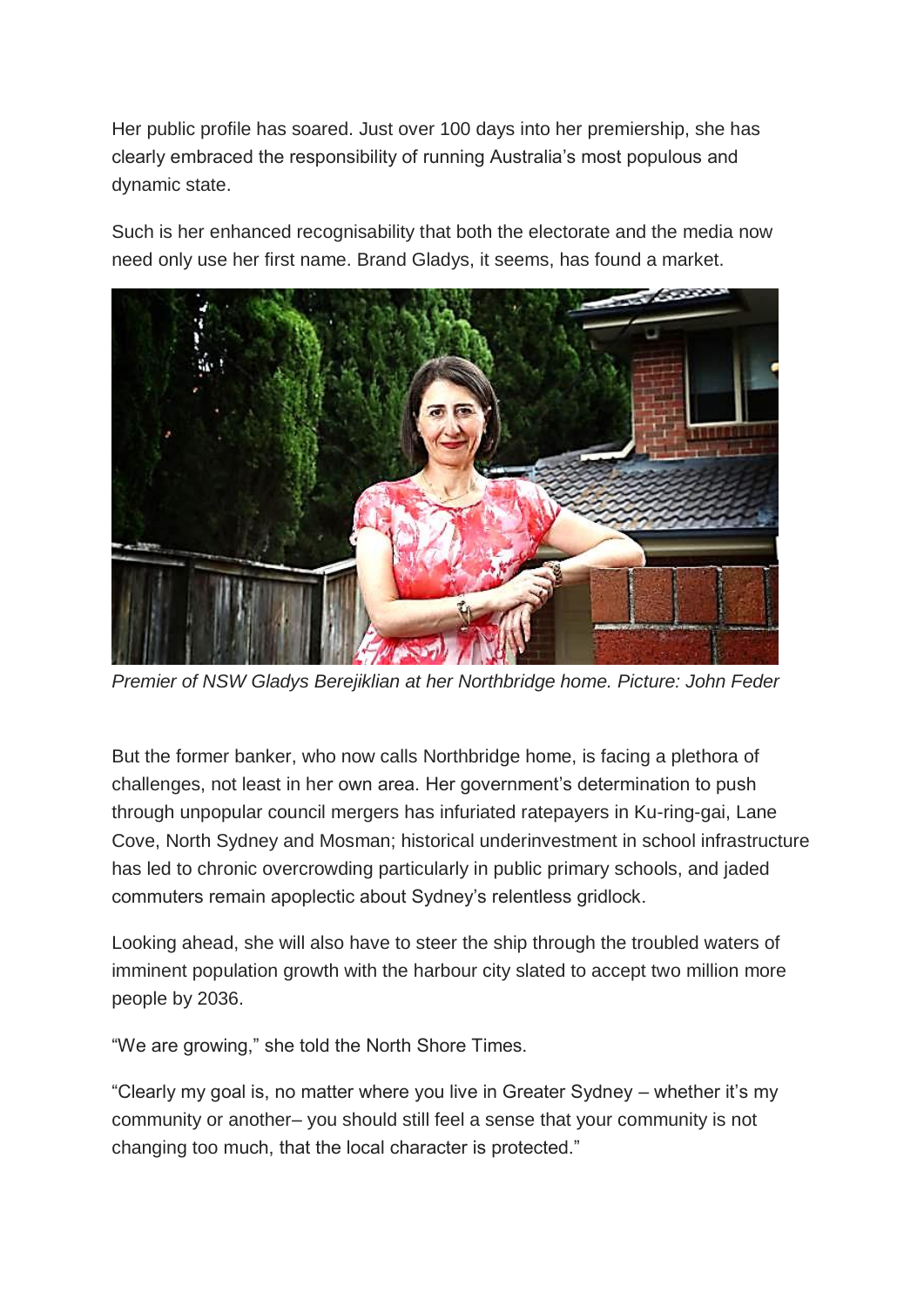Her public profile has soared. Just over 100 days into her premiership, she has clearly embraced the responsibility of running Australia's most populous and dynamic state.

Such is her enhanced recognisability that both the electorate and the media now need only use her first name. Brand Gladys, it seems, has found a market.

*Premier of NSW Gladys Berejiklian at her Northbridge home. Picture: John Feder*

But the former banker, who now calls Northbridge home, is facing a plethora of challenges, not least in her own area. Her government's determination to push through unpopular council mergers has infuriated ratepayers in Ku-ring-gai, Lane Cove, North Sydney and Mosman; historical underinvestment in school infrastructure has led to chronic overcrowding particularly in public primary schools, and jaded commuters remain apoplectic about Sydney's relentless gridlock.

Looking ahead, she will also have to steer the ship through the troubled waters of imminent population growth with the harbour city slated to accept two million more people by 2036.

"We are growing," she told the North Shore Times.

"Clearly my goal is, no matter where you live in Greater Sydney – whether it's my community or another– you should still feel a sense that your community is not changing too much, that the local character is protected."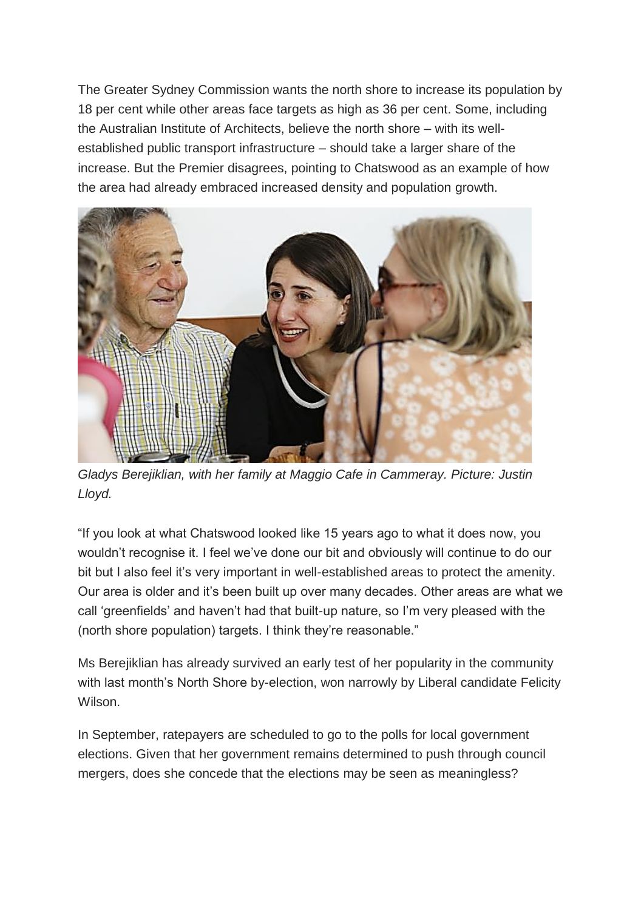The Greater Sydney Commission wants the north shore to increase its population by 18 per cent while other areas face targets as high as 36 per cent. Some, including the Australian Institute of Architects, believe the north shore – with its well-established public transport infrastructure – should take a larger share of the increase. But the Premier disagrees, pointing to Chatswood as an example of how the area had already embraced increased density and population growth.

*Gladys Berejiklian, with her family at Maggio Cafe in Cammeray. Picture: Justin Lloyd.*

"If you look at what Chatswood looked like 15 years ago to what it does now, you wouldn't recognise it. I feel we've done our bit and obviously will continue to do our bit but I also feel it's very important in well-established areas to protect the amenity. Our area is older and it's been built up over many decades. Other areas are what we call 'greenfields' and haven't had that built-up nature, so I'm very pleased with the (north shore population) targets. I think they're reasonable."

Ms Berejiklian has already survived an early test of her popularity in the community with last month's North Shore by-election, won narrowly by Liberal candidate Felicity Wilson.

In September, ratepayers are scheduled to go to the polls for local government elections. Given that her government remains determined to push through council mergers, does she concede that the elections may be seen as meaningless?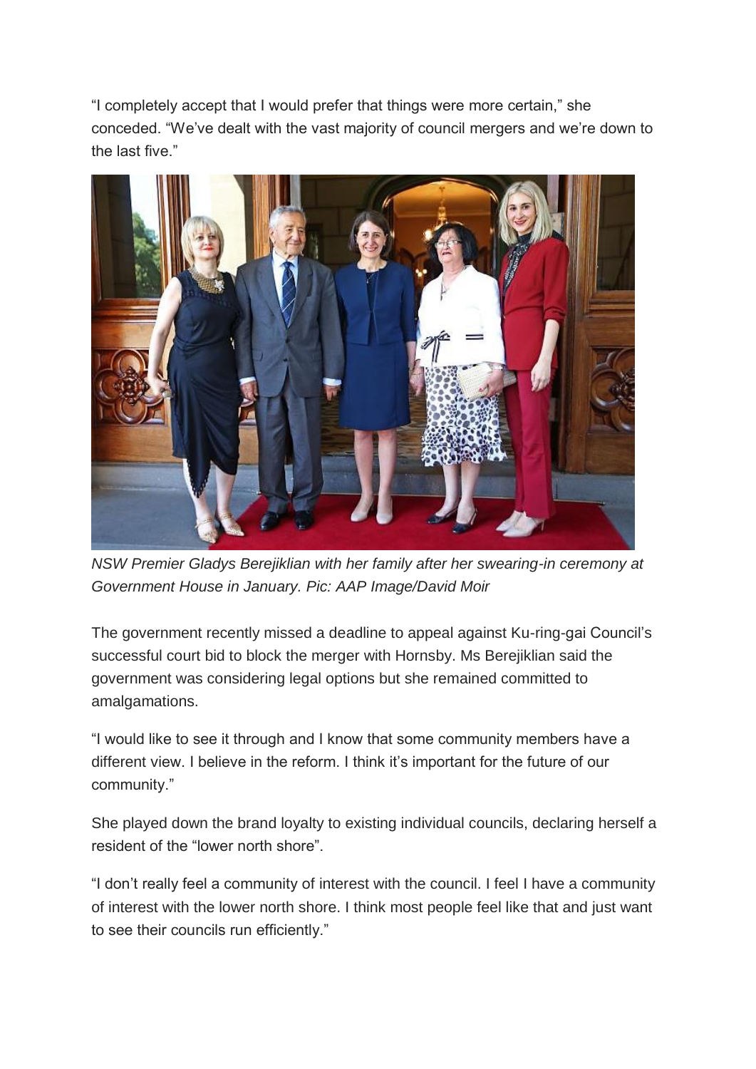"I completely accept that I would prefer that things were more certain," she conceded. "We've dealt with the vast majority of council mergers and we're down to the last five."

*NSW Premier Gladys Berejiklian with her family after her swearing-in ceremony at Government House in January. Pic: AAP Image/David Moir*

The government recently missed a deadline to appeal against Ku-ring-gai Council's successful court bid to block the merger with Hornsby. Ms Berejiklian said the government was considering legal options but she remained committed to amalgamations.

"I would like to see it through and I know that some community members have a different view. I believe in the reform. I think it's important for the future of our community."

She played down the brand loyalty to existing individual councils, declaring herself a resident of the "lower north shore".

"I don't really feel a community of interest with the council. I feel I have a community of interest with the lower north shore. I think most people feel like that and just want to see their councils run efficiently."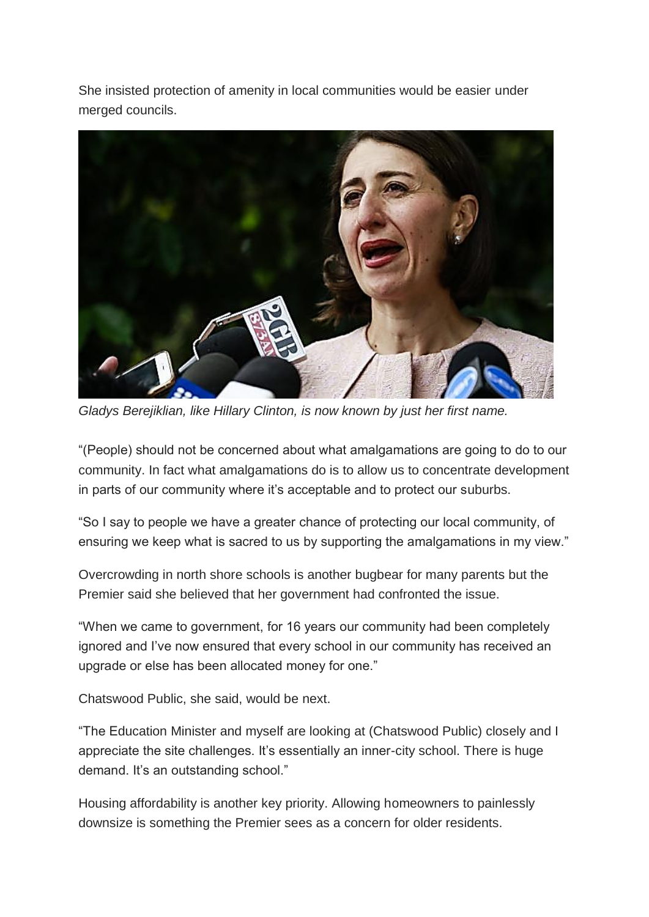She insisted protection of amenity in local communities would be easier under merged councils.

*Gladys Berejiklian, like Hillary Clinton, is now known by just her first name.*

“(People) should not be concerned about what amalgamations are going to do to our community. In fact what amalgamations do is to allow us to concentrate development in parts of our community where it’s acceptable and to protect our suburbs.

“So I say to people we have a greater chance of protecting our local community, of ensuring we keep what is sacred to us by supporting the amalgamations in my view.”

Overcrowding in north shore schools is another bugbear for many parents but the Premier said she believed that her government had confronted the issue.

“When we came to government, for 16 years our community had been completely ignored and I’ve now ensured that every school in our community has received an upgrade or else has been allocated money for one.”

Chatswood Public, she said, would be next.

“The Education Minister and myself are looking at (Chatswood Public) closely and I appreciate the site challenges. It’s essentially an inner-city school. There is huge demand. It’s an outstanding school.”

Housing affordability is another key priority. Allowing homeowners to painlessly downsize is something the Premier sees as a concern for older residents.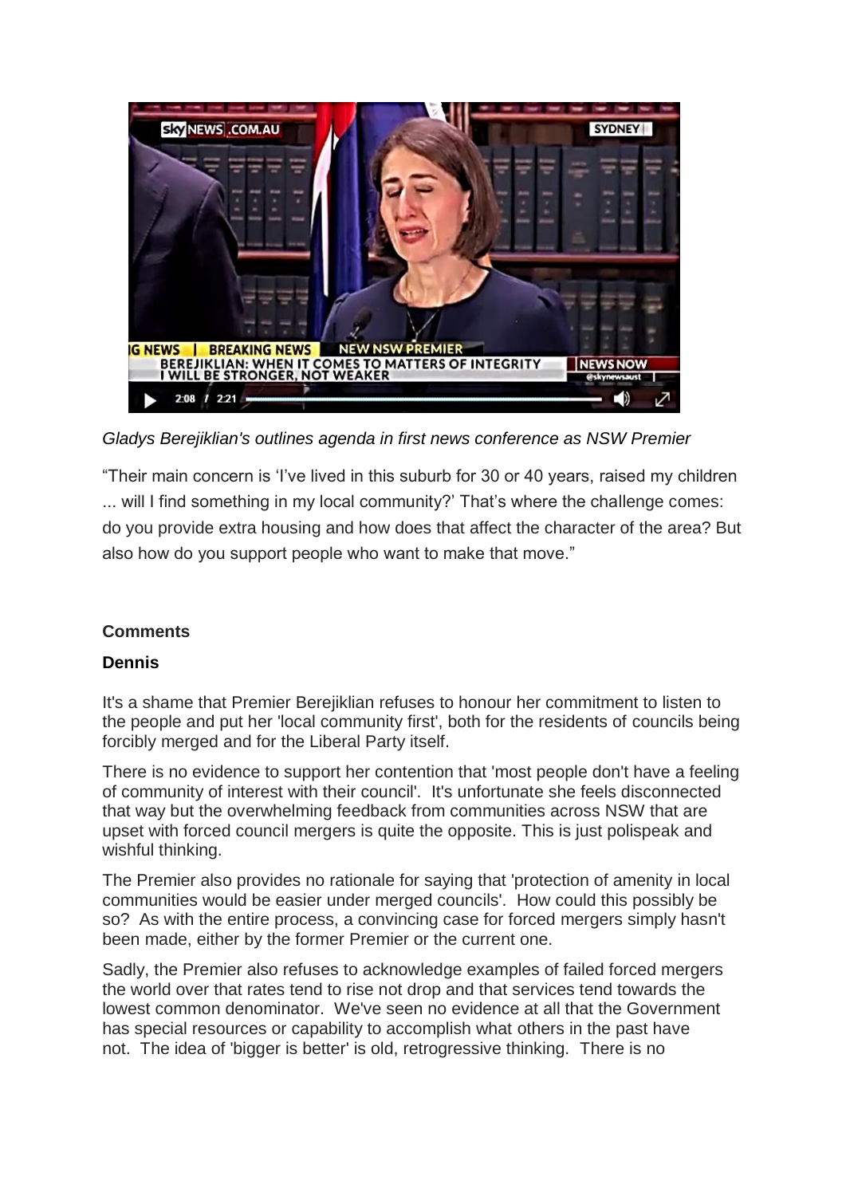*Gladys Berejiklian's outlines agenda in first news conference as NSW Premier*

"Their main concern is 'I've lived in this suburb for 30 or 40 years, raised my children ... will I find something in my local community?' That's where the challenge comes: do you provide extra housing and how does that affect the character of the area? But also how do you support people who want to make that move."

**Comments**

**Dennis**

It's a shame that Premier Berejiklian refuses to honour her commitment to listen to the people and put her 'local community first', both for the residents of councils being forcibly merged and for the Liberal Party itself.

There is no evidence to support her contention that 'most people don't have a feeling of community of interest with their council'. It's unfortunate she feels disconnected that way but the overwhelming feedback from communities across NSW that are upset with forced council mergers is quite the opposite. This is just polispeak and wishful thinking.

The Premier also provides no rationale for saying that 'protection of amenity in local communities would be easier under merged councils'. How could this possibly be so? As with the entire process, a convincing case for forced mergers simply hasn't been made, either by the former Premier or the current one.

Sadly, the Premier also refuses to acknowledge examples of failed forced mergers the world over that rates tend to rise not drop and that services tend towards the lowest common denominator. We've seen no evidence at all that the Government has special resources or capability to accomplish what others in the past have not. The idea of 'bigger is better' is old, retrogressive thinking. There is no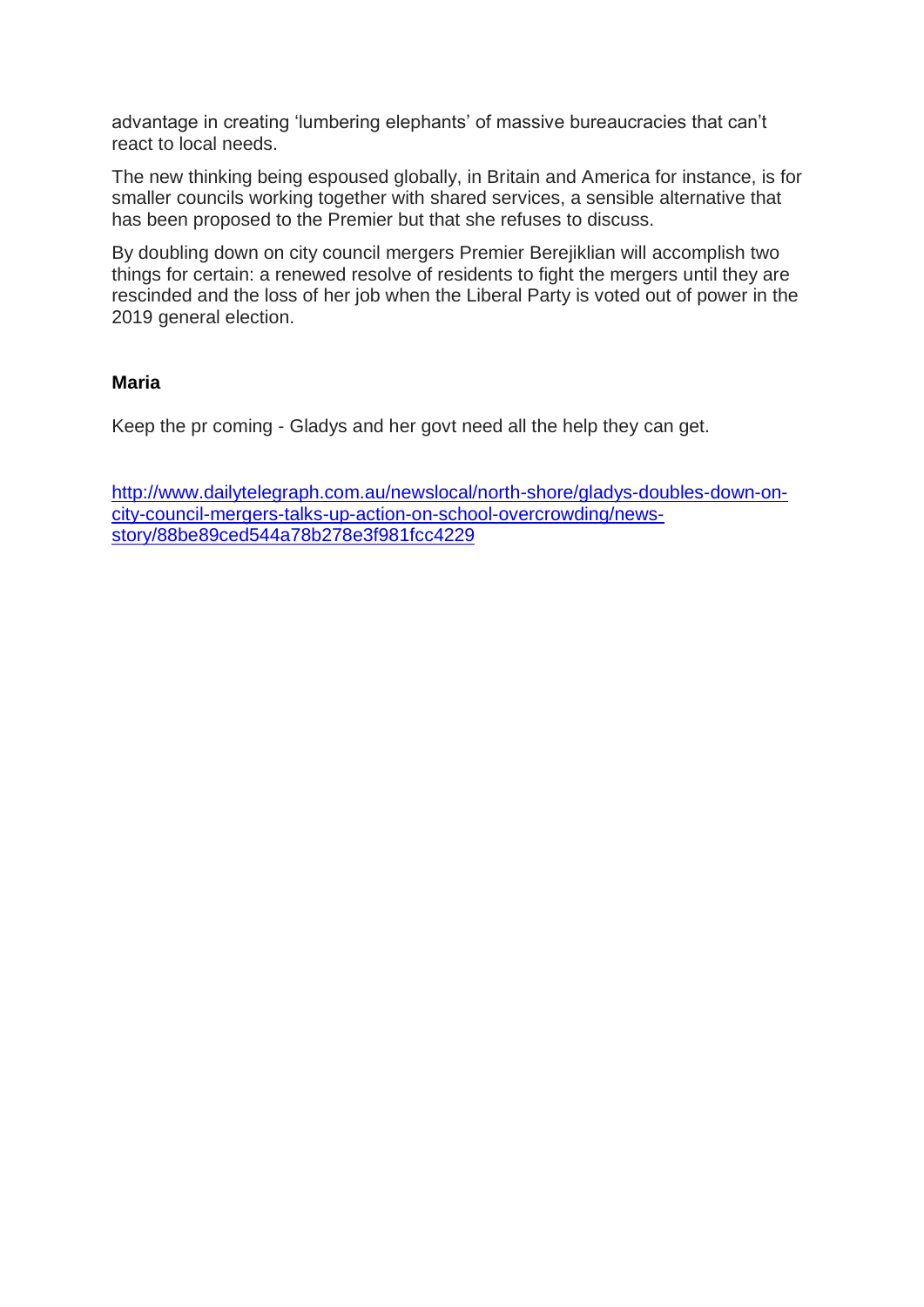advantage in creating ‘lumbering elephants’ of massive bureaucracies that can’t react to local needs.

The new thinking being espoused globally, in Britain and America for instance, is for smaller councils working together with shared services, a sensible alternative that has been proposed to the Premier but that she refuses to discuss.

By doubling down on city council mergers Premier Berejiklian will accomplish two things for certain: a renewed resolve of residents to fight the mergers until they are rescinded and the loss of her job when the Liberal Party is voted out of power in the 2019 general election.

**Maria**

Keep the pr coming - Gladys and her govt need all the help they can get.

[http://www.dailytelegraph.com.au/newslocal/north-shore/gladys-doubles-down-on-city-council-mergers-talks-up-action-on-school-overcrowding/news-story/88be89ced544a78b278e3f981fcc4229](http://www.dailytelegraph.com.au/newslocal/north-shore/gladys-doubles-down-on-city-council-mergers-talks-up-action-on-school-overcrowding/news-story/88be89ced544a78b278e3f981fcc4229)